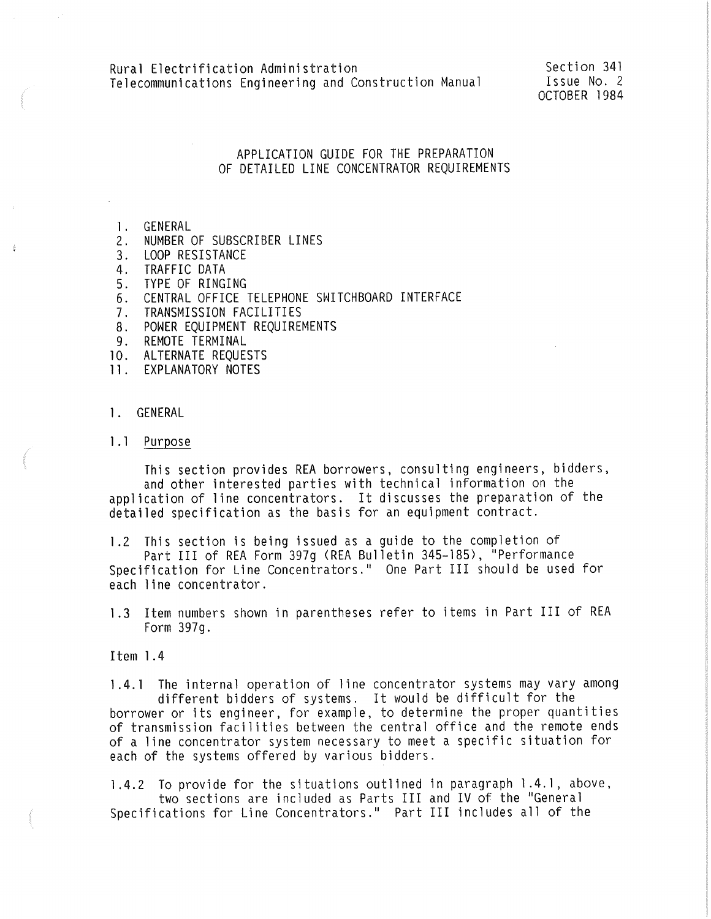Rural Electrification Administration
Telecommunications Engineering and Construction Manual

Section 341
Issue No. 2
OCTOBER 1984

# APPLICATION GUIDE FOR THE PREPARATION OF DETAILED LINE CONCENTRATOR REQUIREMENTS

1. GENERAL
2. NUMBER OF SUBSCRIBER LINES
3. LOOP RESISTANCE
4. TRAFFIC DATA
5. TYPE OF RINGING
6. CENTRAL OFFICE TELEPHONE SWITCHBOARD INTERFACE
7. TRANSMISSION FACILITIES
8. POWER EQUIPMENT REQUIREMENTS
9. REMOTE TERMINAL
10. ALTERNATE REQUESTS
11. EXPLANATORY NOTES

## 1. GENERAL

### 1.1 Purpose

This section provides REA borrowers, consulting engineers, bidders, and other interested parties with technical information on the application of line concentrators. It discusses the preparation of the detailed specification as the basis for an equipment contract.

1.2 This section is being issued as a guide to the completion of Part III of REA Form 397g (REA Bulletin 345-185), "Performance Specification for Line Concentrators." One Part III should be used for each line concentrator.

1.3 Item numbers shown in parentheses refer to items in Part III of REA Form 397g.

Item 1.4

1.4.1 The internal operation of line concentrator systems may vary among different bidders of systems. It would be difficult for the borrower or its engineer, for example, to determine the proper quantities of transmission facilities between the central office and the remote ends of a line concentrator system necessary to meet a specific situation for each of the systems offered by various bidders.

1.4.2 To provide for the situations outlined in paragraph 1.4.1, above, two sections are included as Parts III and IV of the "General Specifications for Line Concentrators." Part III includes all of the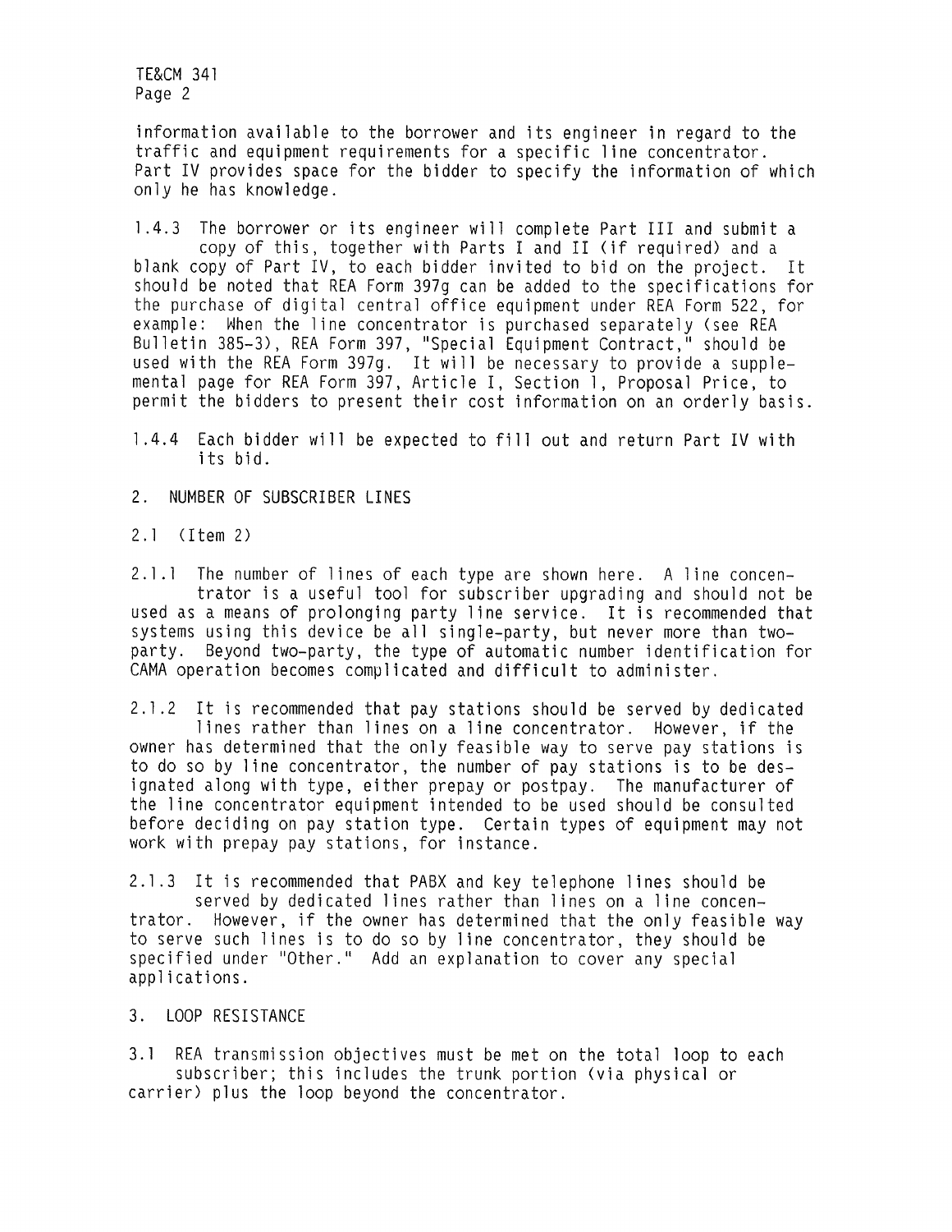information available to the borrower and its engineer in regard to the traffic and equipment requirements for a specific line concentrator. Part IV provides space for the bidder to specify the information of which only he has knowledge.

1.4.3 The borrower or its engineer will complete Part III and submit a copy of this, together with Parts I and II (if required) and a blank copy of Part IV, to each bidder invited to bid on the project. It should be noted that REA Form 397g can be added to the specifications for the purchase of digital central office equipment under REA Form 522, for example: When the line concentrator is purchased separately (see REA Bulletin 385-3), REA Form 397, "Special Equipment Contract," should be used with the REA Form 397g. It will be necessary to provide a supplemental page for REA Form 397, Article I, Section 1, Proposal Price, to permit the bidders to present their cost information on an orderly basis.

1.4.4 Each bidder will be expected to fill out and return Part IV with its bid.

## 2. NUMBER OF SUBSCRIBER LINES

2.1 (Item 2)

2.1.1 The number of lines of each type are shown here. A line concentrator is a useful tool for subscriber upgrading and should not be used as a means of prolonging party line service. It is recommended that systems using this device be all single-party, but never more than two-party. Beyond two-party, the type of automatic number identification for CAMA operation becomes complicated and difficult to administer.

2.1.2 It is recommended that pay stations should be served by dedicated lines rather than lines on a line concentrator. However, if the owner has determined that the only feasible way to serve pay stations is to do so by line concentrator, the number of pay stations is to be designated along with type, either prepay or postpay. The manufacturer of the line concentrator equipment intended to be used should be consulted before deciding on pay station type. Certain types of equipment may not work with prepay pay stations, for instance.

2.1.3 It is recommended that PABX and key telephone lines should be served by dedicated lines rather than lines on a line concentrator. However, if the owner has determined that the only feasible way to serve such lines is to do so by line concentrator, they should be specified under "Other." Add an explanation to cover any special applications.

## 3. LOOP RESISTANCE

3.1 REA transmission objectives must be met on the total loop to each subscriber; this includes the trunk portion (via physical or carrier) plus the loop beyond the concentrator.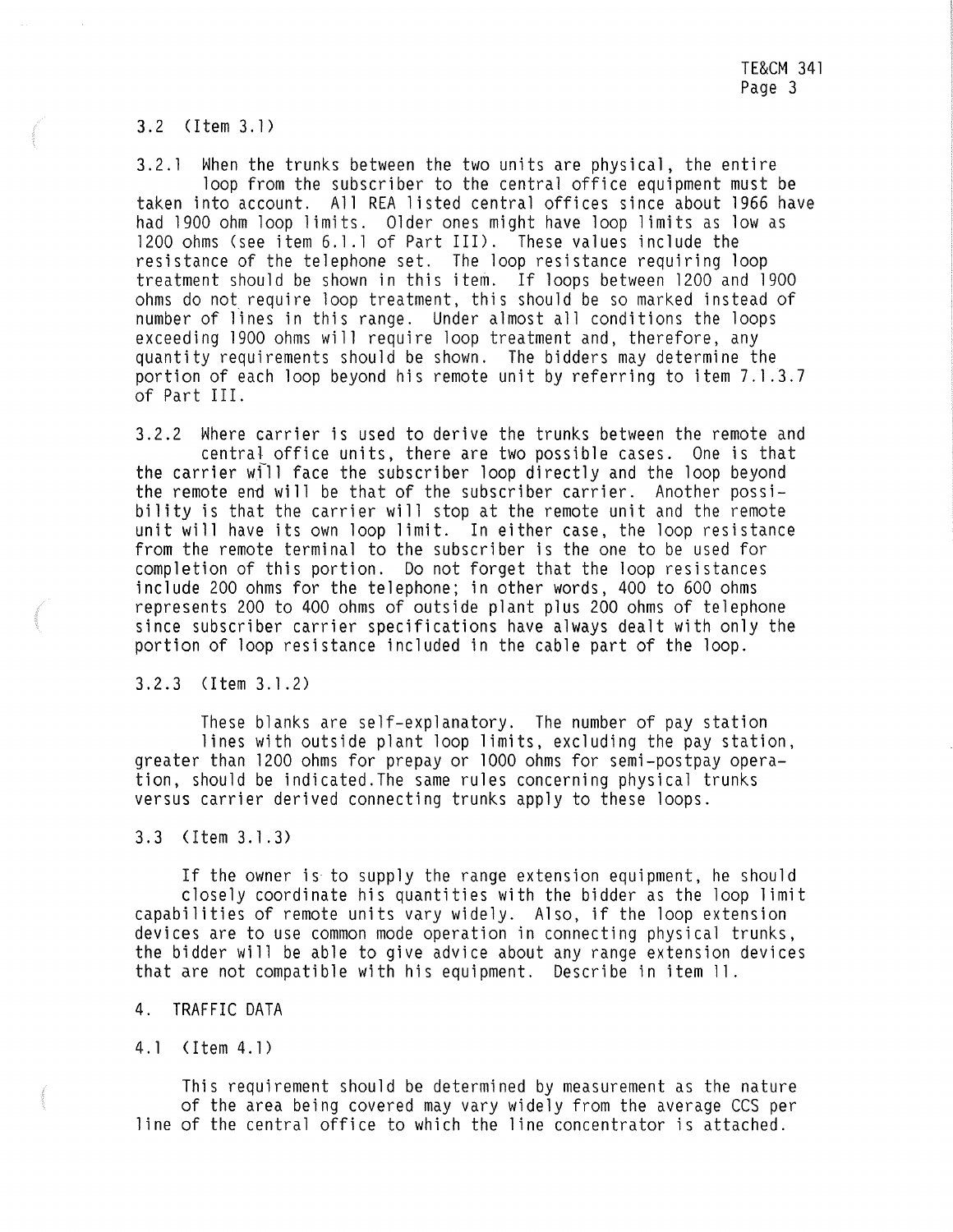3.2 (Item 3.1)

3.2.1 When the trunks between the two units are physical, the entire loop from the subscriber to the central office equipment must be taken into account. All REA listed central offices since about 1966 have had 1900 ohm loop limits. Older ones might have loop limits as low as 1200 ohms (see item 6.1.1 of Part III). These values include the resistance of the telephone set. The loop resistance requiring loop treatment should be shown in this item. If loops between 1200 and 1900 ohms do not require loop treatment, this should be so marked instead of number of lines in this range. Under almost all conditions the loops exceeding 1900 ohms will require loop treatment and, therefore, any quantity requirements should be shown. The bidders may determine the portion of each loop beyond his remote unit by referring to item 7.1.3.7 of Part III.

3.2.2 Where carrier is used to derive the trunks between the remote and central office units, there are two possible cases. One is that the carrier will face the subscriber loop directly and the loop beyond the remote end will be that of the subscriber carrier. Another possibility is that the carrier will stop at the remote unit and the remote unit will have its own loop limit. In either case, the loop resistance from the remote terminal to the subscriber is the one to be used for completion of this portion. Do not forget that the loop resistances include 200 ohms for the telephone; in other words, 400 to 600 ohms represents 200 to 400 ohms of outside plant plus 200 ohms of telephone since subscriber carrier specifications have always dealt with only the portion of loop resistance included in the cable part of the loop.

3.2.3 (Item 3.1.2)

These blanks are self-explanatory. The number of pay station lines with outside plant loop limits, excluding the pay station, greater than 1200 ohms for prepay or 1000 ohms for semi-postpay operation, should be indicated. The same rules concerning physical trunks versus carrier derived connecting trunks apply to these loops.

3.3 (Item 3.1.3)

If the owner is to supply the range extension equipment, he should closely coordinate his quantities with the bidder as the loop limit capabilities of remote units vary widely. Also, if the loop extension devices are to use common mode operation in connecting physical trunks, the bidder will be able to give advice about any range extension devices that are not compatible with his equipment. Describe in item 11.

## 4. TRAFFIC DATA

4.1 (Item 4.1)

This requirement should be determined by measurement as the nature of the area being covered may vary widely from the average CCS per line of the central office to which the line concentrator is attached.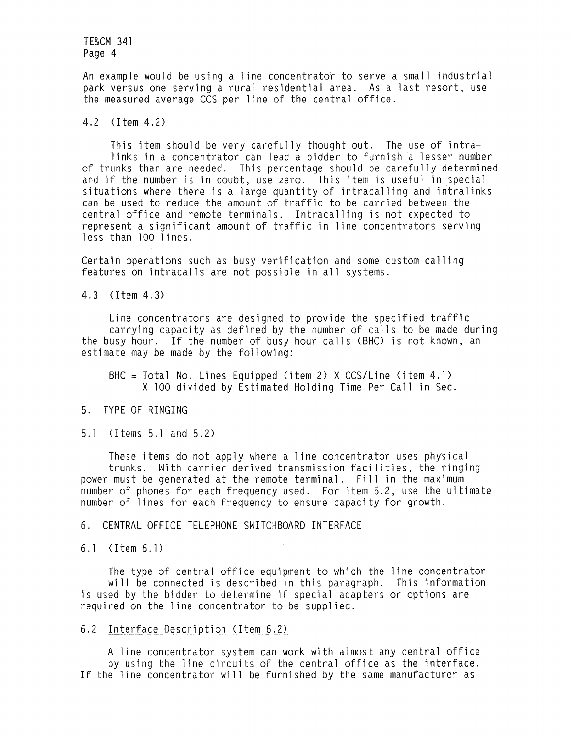An example would be using a line concentrator to serve a small industrial park versus one serving a rural residential area. As a last resort, use the measured average CCS per line of the central office.

4.2 (Item 4.2)

This item should be very carefully thought out. The use of intralinks in a concentrator can lead a bidder to furnish a lesser number of trunks than are needed. This percentage should be carefully determined and if the number is in doubt, use zero. This item is useful in special situations where there is a large quantity of intracalling and intralinks can be used to reduce the amount of traffic to be carried between the central office and remote terminals. Intracalling is not expected to represent a significant amount of traffic in line concentrators serving less than 100 lines.

Certain operations such as busy verification and some custom calling features on intracalls are not possible in all systems.

4.3 (Item 4.3)

Line concentrators are designed to provide the specified traffic carrying capacity as defined by the number of calls to be made during the busy hour. If the number of busy hour calls (BHC) is not known, an estimate may be made by the following:

BHC = Total No. Lines Equipped (item 2) X CCS/Line (item 4.1) X 100 divided by Estimated Holding Time Per Call in Sec.

5. TYPE OF RINGING

5.1 (Items 5.1 and 5.2)

These items do not apply where a line concentrator uses physical trunks. With carrier derived transmission facilities, the ringing power must be generated at the remote terminal. Fill in the maximum number of phones for each frequency used. For item 5.2, use the ultimate number of lines for each frequency to ensure capacity for growth.

6. CENTRAL OFFICE TELEPHONE SWITCHBOARD INTERFACE

6.1 (Item 6.1)

The type of central office equipment to which the line concentrator will be connected is described in this paragraph. This information is used by the bidder to determine if special adapters or options are required on the line concentrator to be supplied.

6.2 Interface Description (Item 6.2)

A line concentrator system can work with almost any central office by using the line circuits of the central office as the interface. If the line concentrator will be furnished by the same manufacturer as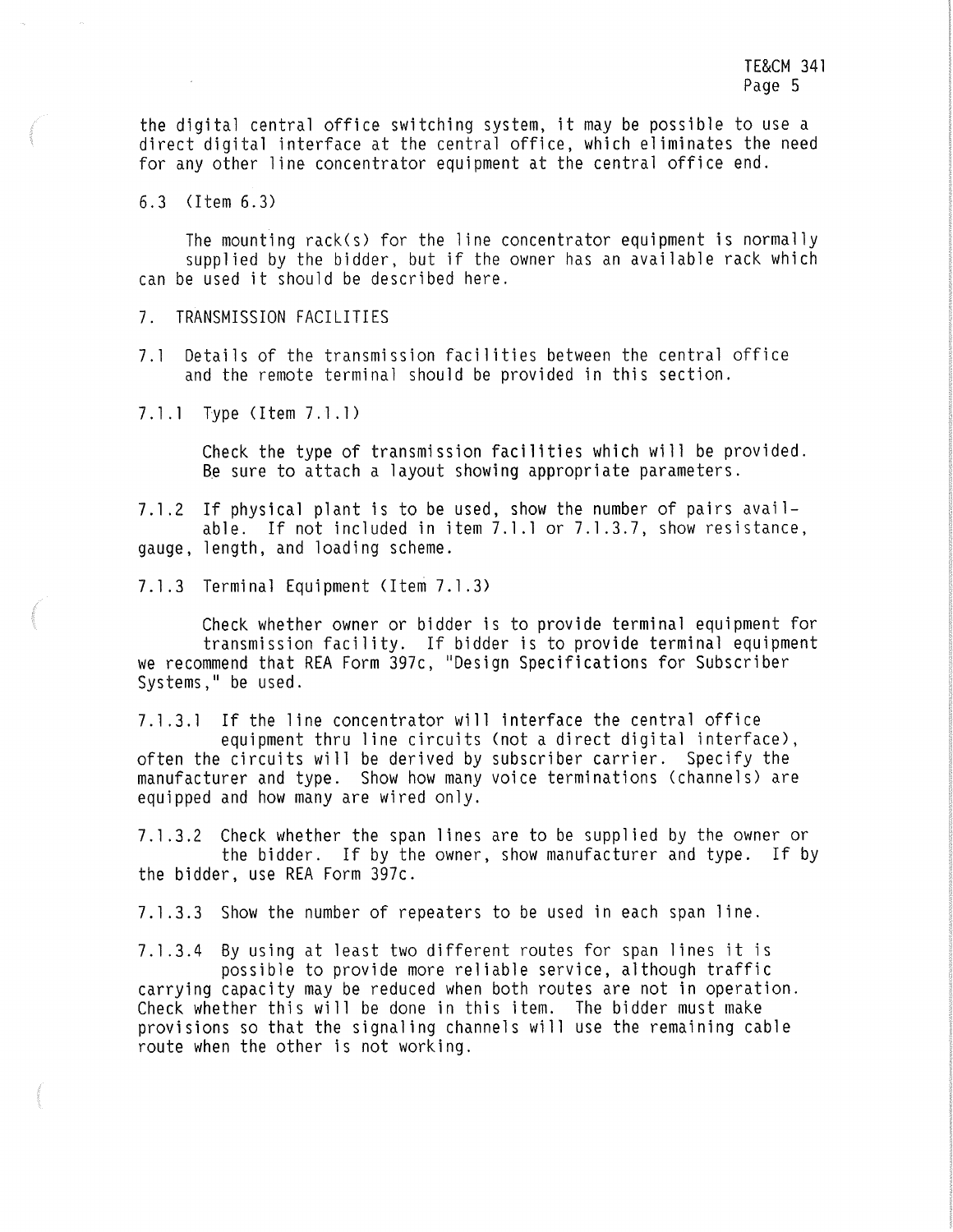the digital central office switching system, it may be possible to use a direct digital interface at the central office, which eliminates the need for any other line concentrator equipment at the central office end.

6.3 (Item 6.3)

The mounting rack(s) for the line concentrator equipment is normally supplied by the bidder, but if the owner has an available rack which can be used it should be described here.

## 7. TRANSMISSION FACILITIES

7.1 Details of the transmission facilities between the central office and the remote terminal should be provided in this section.

7.1.1 Type (Item 7.1.1)

Check the type of transmission facilities which will be provided. Be sure to attach a layout showing appropriate parameters.

7.1.2 If physical plant is to be used, show the number of pairs available. If not included in item 7.1.1 or 7.1.3.7, show resistance, gauge, length, and loading scheme.

7.1.3 Terminal Equipment (Item 7.1.3)

Check whether owner or bidder is to provide terminal equipment for transmission facility. If bidder is to provide terminal equipment we recommend that REA Form 397c, "Design Specifications for Subscriber Systems," be used.

7.1.3.1 If the line concentrator will interface the central office equipment thru line circuits (not a direct digital interface), often the circuits will be derived by subscriber carrier. Specify the manufacturer and type. Show how many voice terminations (channels) are equipped and how many are wired only.

7.1.3.2 Check whether the span lines are to be supplied by the owner or the bidder. If by the owner, show manufacturer and type. If by the bidder, use REA Form 397c.

7.1.3.3 Show the number of repeaters to be used in each span line.

7.1.3.4 By using at least two different routes for span lines it is possible to provide more reliable service, although traffic carrying capacity may be reduced when both routes are not in operation. Check whether this will be done in this item. The bidder must make provisions so that the signaling channels will use the remaining cable route when the other is not working.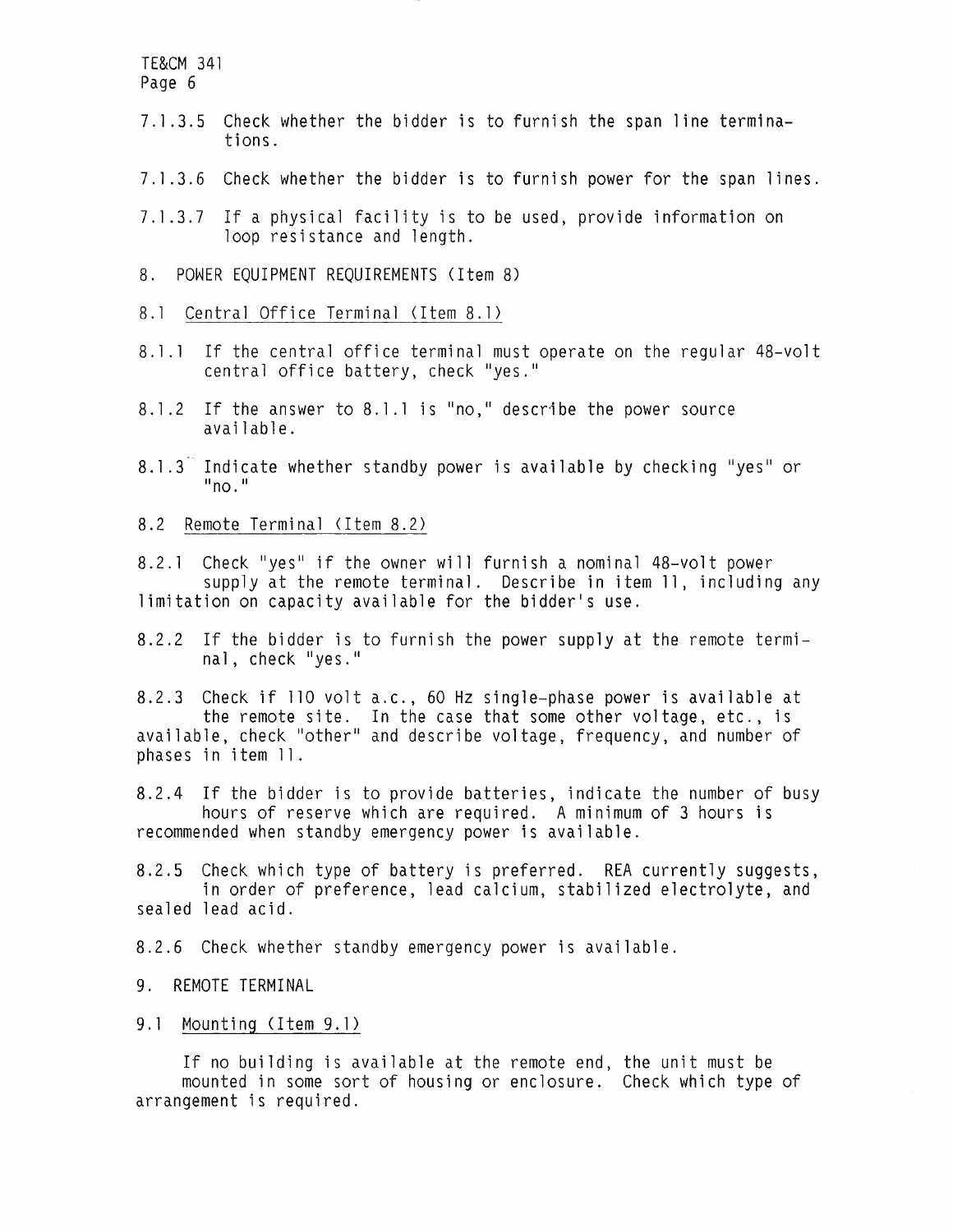7.1.3.5 Check whether the bidder is to furnish the span line terminations.

7.1.3.6 Check whether the bidder is to furnish power for the span lines.

7.1.3.7 If a physical facility is to be used, provide information on loop resistance and length.

## 8. POWER EQUIPMENT REQUIREMENTS (Item 8)

### 8.1 Central Office Terminal (Item 8.1)

8.1.1 If the central office terminal must operate on the regular 48-volt central office battery, check "yes."

8.1.2 If the answer to 8.1.1 is "no," describe the power source available.

8.1.3 Indicate whether standby power is available by checking "yes" or "no."

### 8.2 Remote Terminal (Item 8.2)

8.2.1 Check "yes" if the owner will furnish a nominal 48-volt power supply at the remote terminal. Describe in item 11, including any limitation on capacity available for the bidder's use.

8.2.2 If the bidder is to furnish the power supply at the remote terminal, check "yes."

8.2.3 Check if 110 volt a.c., 60 Hz single-phase power is available at the remote site. In the case that some other voltage, etc., is available, check "other" and describe voltage, frequency, and number of phases in item 11.

8.2.4 If the bidder is to provide batteries, indicate the number of busy hours of reserve which are required. A minimum of 3 hours is recommended when standby emergency power is available.

8.2.5 Check which type of battery is preferred. REA currently suggests, in order of preference, lead calcium, stabilized electrolyte, and sealed lead acid.

8.2.6 Check whether standby emergency power is available.

## 9. REMOTE TERMINAL

### 9.1 Mounting (Item 9.1)

If no building is available at the remote end, the unit must be mounted in some sort of housing or enclosure. Check which type of arrangement is required.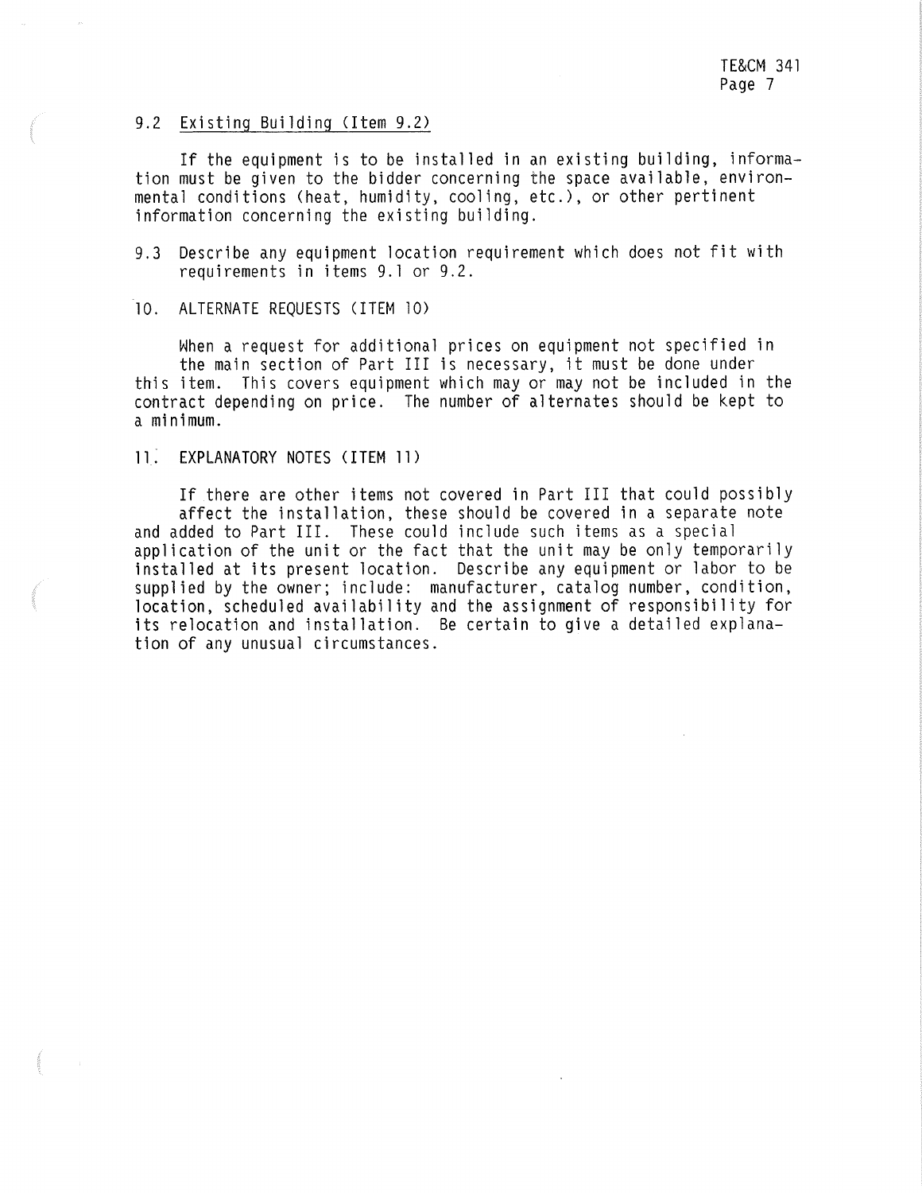### 9.2 Existing Building (Item 9.2)

If the equipment is to be installed in an existing building, information must be given to the bidder concerning the space available, environmental conditions (heat, humidity, cooling, etc.), or other pertinent information concerning the existing building.

9.3 Describe any equipment location requirement which does not fit with requirements in items 9.1 or 9.2.

## 10. ALTERNATE REQUESTS (ITEM 10)

When a request for additional prices on equipment not specified in the main section of Part III is necessary, it must be done under this item. This covers equipment which may or may not be included in the contract depending on price. The number of alternates should be kept to a minimum.

## 11. EXPLANATORY NOTES (ITEM 11)

If there are other items not covered in Part III that could possibly affect the installation, these should be covered in a separate note and added to Part III. These could include such items as a special application of the unit or the fact that the unit may be only temporarily installed at its present location. Describe any equipment or labor to be supplied by the owner; include: manufacturer, catalog number, condition, location, scheduled availability and the assignment of responsibility for its relocation and installation. Be certain to give a detailed explanation of any unusual circumstances.